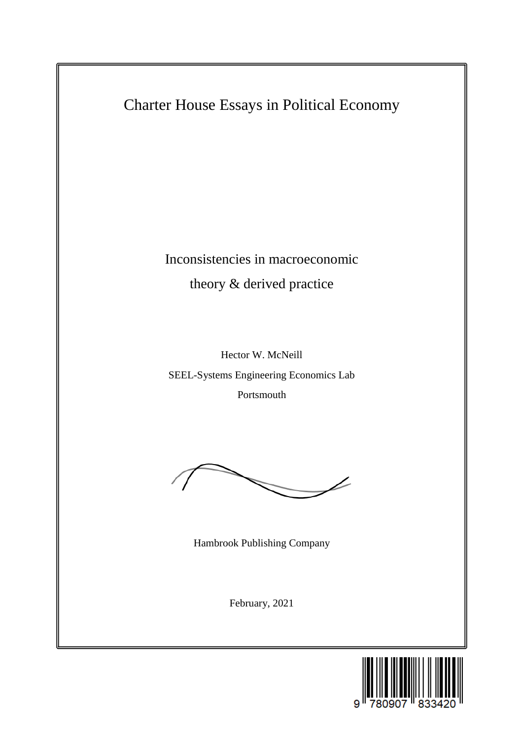Charter House Essays in Political Economy

# Inconsistencies in macroeconomic theory & derived practice

Hector W. McNeill

SEEL-Systems Engineering Economics Lab

Portsmouth

Hambrook Publishing Company

February, 2021

9 780907 833420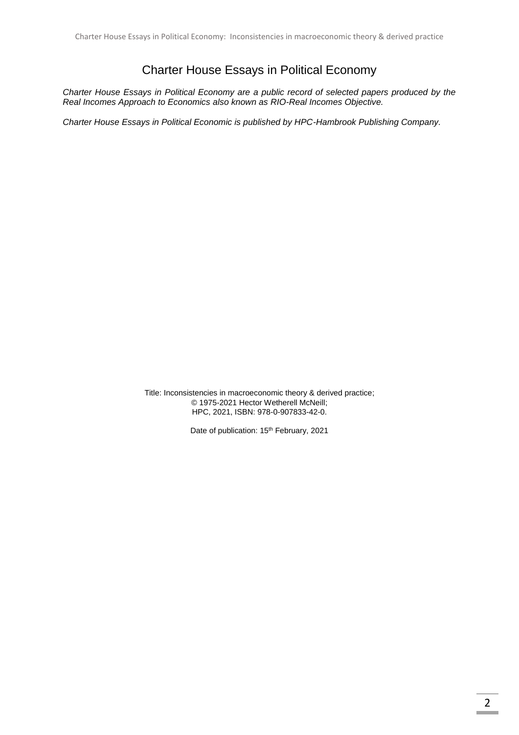# Charter House Essays in Political Economy

*Charter House Essays in Political Economy are a public record of selected papers produced by the Real Incomes Approach to Economics also known as RIO-Real Incomes Objective.*

*Charter House Essays in Political Economic is published by HPC-Hambrook Publishing Company.*

Title: Inconsistencies in macroeconomic theory & derived practice;
© 1975-2021 Hector Wetherell McNeill;
HPC, 2021, ISBN: 978-0-907833-42-0.

Date of publication: 15th February, 2021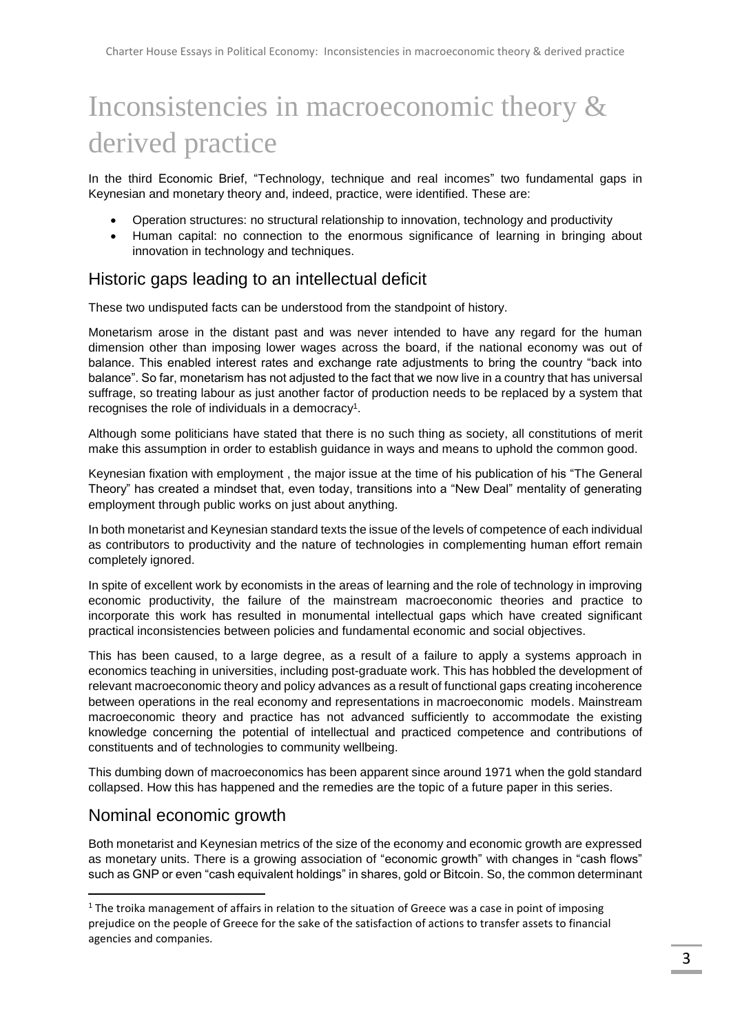# Inconsistencies in macroeconomic theory & derived practice

In the third Economic Brief, "Technology, technique and real incomes" two fundamental gaps in Keynesian and monetary theory and, indeed, practice, were identified. These are:

- Operation structures: no structural relationship to innovation, technology and productivity
- Human capital: no connection to the enormous significance of learning in bringing about innovation in technology and techniques.

## Historic gaps leading to an intellectual deficit

These two undisputed facts can be understood from the standpoint of history.

Monetarism arose in the distant past and was never intended to have any regard for the human dimension other than imposing lower wages across the board, if the national economy was out of balance. This enabled interest rates and exchange rate adjustments to bring the country "back into balance". So far, monetarism has not adjusted to the fact that we now live in a country that has universal suffrage, so treating labour as just another factor of production needs to be replaced by a system that recognises the role of individuals in a democracy[1].

Although some politicians have stated that there is no such thing as society, all constitutions of merit make this assumption in order to establish guidance in ways and means to uphold the common good.

Keynesian fixation with employment , the major issue at the time of his publication of his "The General Theory" has created a mindset that, even today, transitions into a "New Deal" mentality of generating employment through public works on just about anything.

In both monetarist and Keynesian standard texts the issue of the levels of competence of each individual as contributors to productivity and the nature of technologies in complementing human effort remain completely ignored.

In spite of excellent work by economists in the areas of learning and the role of technology in improving economic productivity, the failure of the mainstream macroeconomic theories and practice to incorporate this work has resulted in monumental intellectual gaps which have created significant practical inconsistencies between policies and fundamental economic and social objectives.

This has been caused, to a large degree, as a result of a failure to apply a systems approach in economics teaching in universities, including post-graduate work. This has hobbled the development of relevant macroeconomic theory and policy advances as a result of functional gaps creating incoherence between operations in the real economy and representations in macroeconomic models. Mainstream macroeconomic theory and practice has not advanced sufficiently to accommodate the existing knowledge concerning the potential of intellectual and practiced competence and contributions of constituents and of technologies to community wellbeing.

This dumbing down of macroeconomics has been apparent since around 1971 when the gold standard collapsed. How this has happened and the remedies are the topic of a future paper in this series.

## Nominal economic growth

Both monetarist and Keynesian metrics of the size of the economy and economic growth are expressed as monetary units. There is a growing association of "economic growth" with changes in "cash flows" such as GNP or even "cash equivalent holdings" in shares, gold or Bitcoin. So, the common determinant

[1] The troika management of affairs in relation to the situation of Greece was a case in point of imposing prejudice on the people of Greece for the sake of the satisfaction of actions to transfer assets to financial agencies and companies.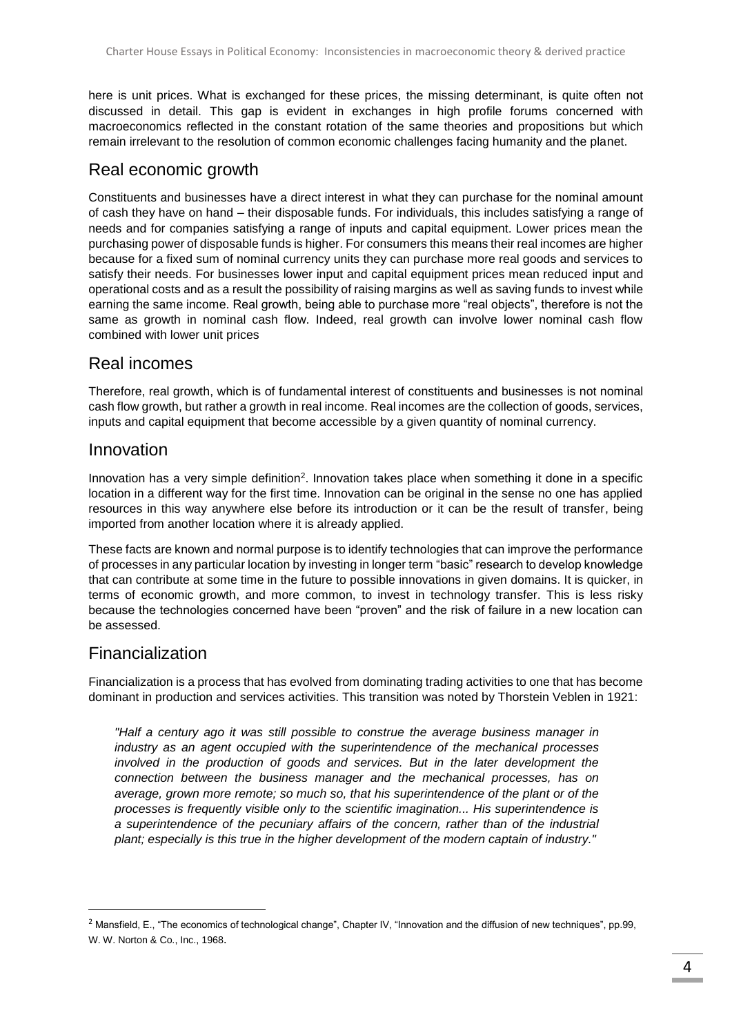here is unit prices. What is exchanged for these prices, the missing determinant, is quite often not discussed in detail. This gap is evident in exchanges in high profile forums concerned with macroeconomics reflected in the constant rotation of the same theories and propositions but which remain irrelevant to the resolution of common economic challenges facing humanity and the planet.

## Real economic growth

Constituents and businesses have a direct interest in what they can purchase for the nominal amount of cash they have on hand – their disposable funds. For individuals, this includes satisfying a range of needs and for companies satisfying a range of inputs and capital equipment. Lower prices mean the purchasing power of disposable funds is higher. For consumers this means their real incomes are higher because for a fixed sum of nominal currency units they can purchase more real goods and services to satisfy their needs. For businesses lower input and capital equipment prices mean reduced input and operational costs and as a result the possibility of raising margins as well as saving funds to invest while earning the same income. Real growth, being able to purchase more "real objects", therefore is not the same as growth in nominal cash flow. Indeed, real growth can involve lower nominal cash flow combined with lower unit prices

## Real incomes

Therefore, real growth, which is of fundamental interest of constituents and businesses is not nominal cash flow growth, but rather a growth in real income. Real incomes are the collection of goods, services, inputs and capital equipment that become accessible by a given quantity of nominal currency.

## Innovation

Innovation has a very simple definition[2]. Innovation takes place when something it done in a specific location in a different way for the first time. Innovation can be original in the sense no one has applied resources in this way anywhere else before its introduction or it can be the result of transfer, being imported from another location where it is already applied.

These facts are known and normal purpose is to identify technologies that can improve the performance of processes in any particular location by investing in longer term "basic" research to develop knowledge that can contribute at some time in the future to possible innovations in given domains. It is quicker, in terms of economic growth, and more common, to invest in technology transfer. This is less risky because the technologies concerned have been "proven" and the risk of failure in a new location can be assessed.

## Financialization

Financialization is a process that has evolved from dominating trading activities to one that has become dominant in production and services activities. This transition was noted by Thorstein Veblen in 1921:

> *"Half a century ago it was still possible to construe the average business manager in industry as an agent occupied with the superintendence of the mechanical processes involved in the production of goods and services. But in the later development the connection between the business manager and the mechanical processes, has on average, grown more remote; so much so, that his superintendence of the plant or of the processes is frequently visible only to the scientific imagination... His superintendence is a superintendence of the pecuniary affairs of the concern, rather than of the industrial plant; especially is this true in the higher development of the modern captain of industry."*

---

[2] Mansfield, E., "The economics of technological change", Chapter IV, "Innovation and the diffusion of new techniques", pp.99, W. W. Norton & Co., Inc., 1968.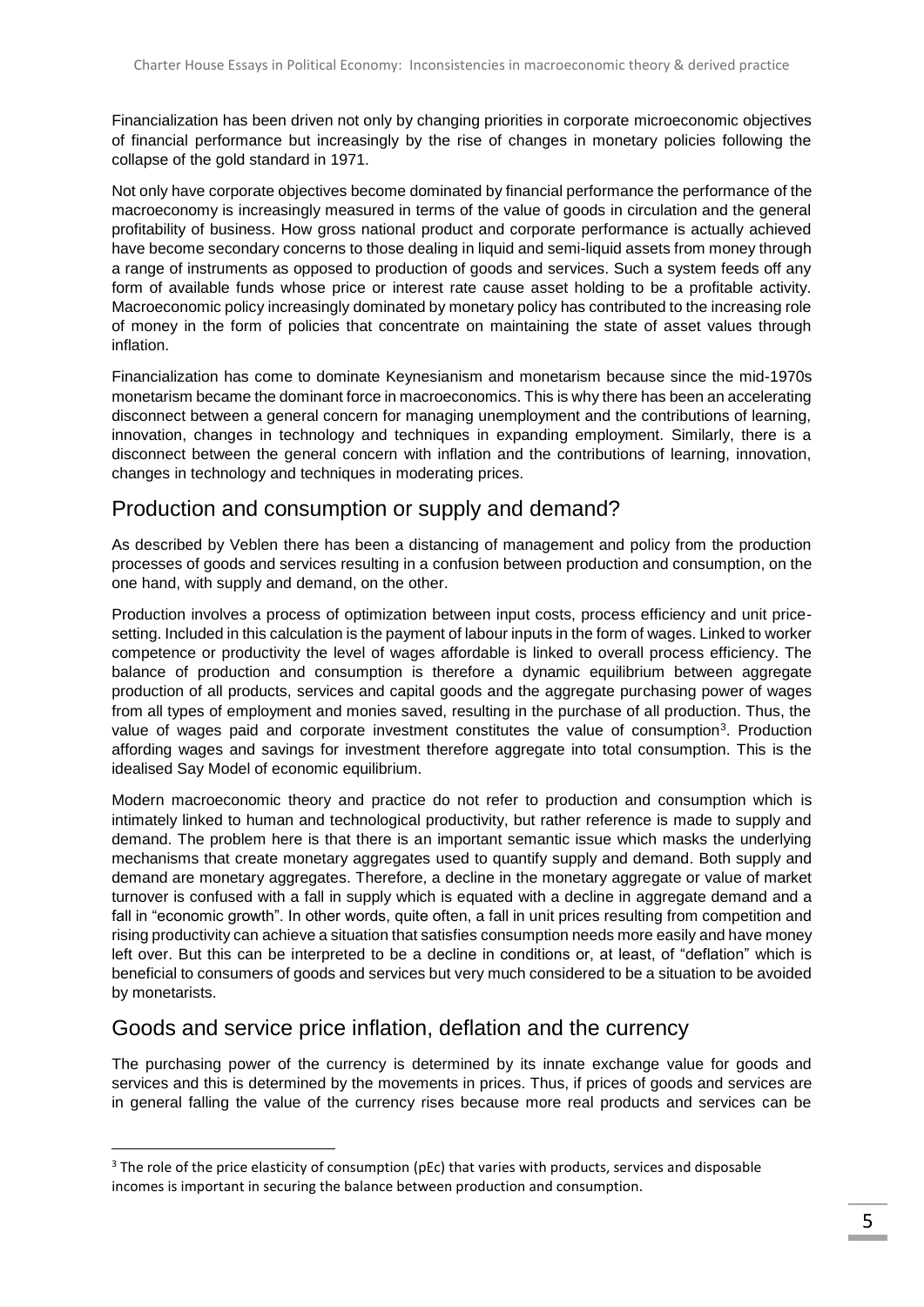Financialization has been driven not only by changing priorities in corporate microeconomic objectives of financial performance but increasingly by the rise of changes in monetary policies following the collapse of the gold standard in 1971.

Not only have corporate objectives become dominated by financial performance the performance of the macroeconomy is increasingly measured in terms of the value of goods in circulation and the general profitability of business. How gross national product and corporate performance is actually achieved have become secondary concerns to those dealing in liquid and semi-liquid assets from money through a range of instruments as opposed to production of goods and services. Such a system feeds off any form of available funds whose price or interest rate cause asset holding to be a profitable activity. Macroeconomic policy increasingly dominated by monetary policy has contributed to the increasing role of money in the form of policies that concentrate on maintaining the state of asset values through inflation.

Financialization has come to dominate Keynesianism and monetarism because since the mid-1970s monetarism became the dominant force in macroeconomics. This is why there has been an accelerating disconnect between a general concern for managing unemployment and the contributions of learning, innovation, changes in technology and techniques in expanding employment. Similarly, there is a disconnect between the general concern with inflation and the contributions of learning, innovation, changes in technology and techniques in moderating prices.

## Production and consumption or supply and demand?

As described by Veblen there has been a distancing of management and policy from the production processes of goods and services resulting in a confusion between production and consumption, on the one hand, with supply and demand, on the other.

Production involves a process of optimization between input costs, process efficiency and unit price-setting. Included in this calculation is the payment of labour inputs in the form of wages. Linked to worker competence or productivity the level of wages affordable is linked to overall process efficiency. The balance of production and consumption is therefore a dynamic equilibrium between aggregate production of all products, services and capital goods and the aggregate purchasing power of wages from all types of employment and monies saved, resulting in the purchase of all production. Thus, the value of wages paid and corporate investment constitutes the value of consumption[3]. Production affording wages and savings for investment therefore aggregate into total consumption. This is the idealised Say Model of economic equilibrium.

Modern macroeconomic theory and practice do not refer to production and consumption which is intimately linked to human and technological productivity, but rather reference is made to supply and demand. The problem here is that there is an important semantic issue which masks the underlying mechanisms that create monetary aggregates used to quantify supply and demand. Both supply and demand are monetary aggregates. Therefore, a decline in the monetary aggregate or value of market turnover is confused with a fall in supply which is equated with a decline in aggregate demand and a fall in "economic growth". In other words, quite often, a fall in unit prices resulting from competition and rising productivity can achieve a situation that satisfies consumption needs more easily and have money left over. But this can be interpreted to be a decline in conditions or, at least, of "deflation" which is beneficial to consumers of goods and services but very much considered to be a situation to be avoided by monetarists.

## Goods and service price inflation, deflation and the currency

The purchasing power of the currency is determined by its innate exchange value for goods and services and this is determined by the movements in prices. Thus, if prices of goods and services are in general falling the value of the currency rises because more real products and services can be

[3] The role of the price elasticity of consumption (pEc) that varies with products, services and disposable incomes is important in securing the balance between production and consumption.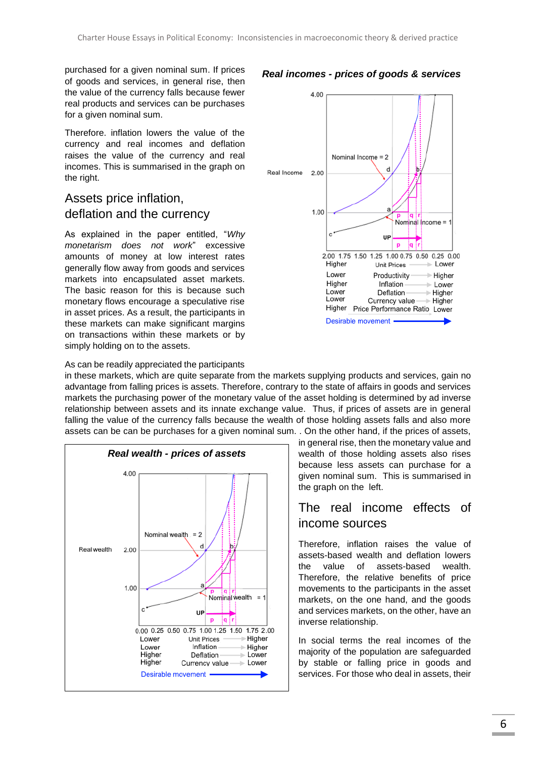purchased for a given nominal sum. If prices of goods and services, in general rise, then the value of the currency falls because fewer real products and services can be purchases for a given nominal sum.

Therefore. inflation lowers the value of the currency and real incomes and deflation raises the value of the currency and real incomes. This is summarised in the graph on the right.

**_Real incomes - prices of goods & services_**

## Assets price inflation, deflation and the currency

As explained in the paper entitled, "*Why monetarism does not work*" excessive amounts of money at low interest rates generally flow away from goods and services markets into encapsulated asset markets. The basic reason for this is because such monetary flows encourage a speculative rise in asset prices. As a result, the participants in these markets can make significant margins on transactions within these markets or by simply holding on to the assets.

As can be readily appreciated the participants in these markets, which are quite separate from the markets supplying products and services, gain no advantage from falling prices is assets. Therefore, contrary to the state of affairs in goods and services markets the purchasing power of the monetary value of the asset holding is determined by ad inverse relationship between assets and its innate exchange value. Thus, if prices of assets are in general falling the value of the currency falls because the wealth of those holding assets falls and also more assets can be can be purchases for a given nominal sum. . On the other hand, if the prices of assets, in general rise, then the monetary value and wealth of those holding assets also rises because less assets can purchase for a given nominal sum. This is summarised in the graph on the left.

**_Real wealth - prices of assets_**

## The real income effects of income sources

Therefore, inflation raises the value of assets-based wealth and deflation lowers the value of assets-based wealth. Therefore, the relative benefits of price movements to the participants in the asset markets, on the one hand, and the goods and services markets, on the other, have an inverse relationship.

In social terms the real incomes of the majority of the population are safeguarded by stable or falling price in goods and services. For those who deal in assets, their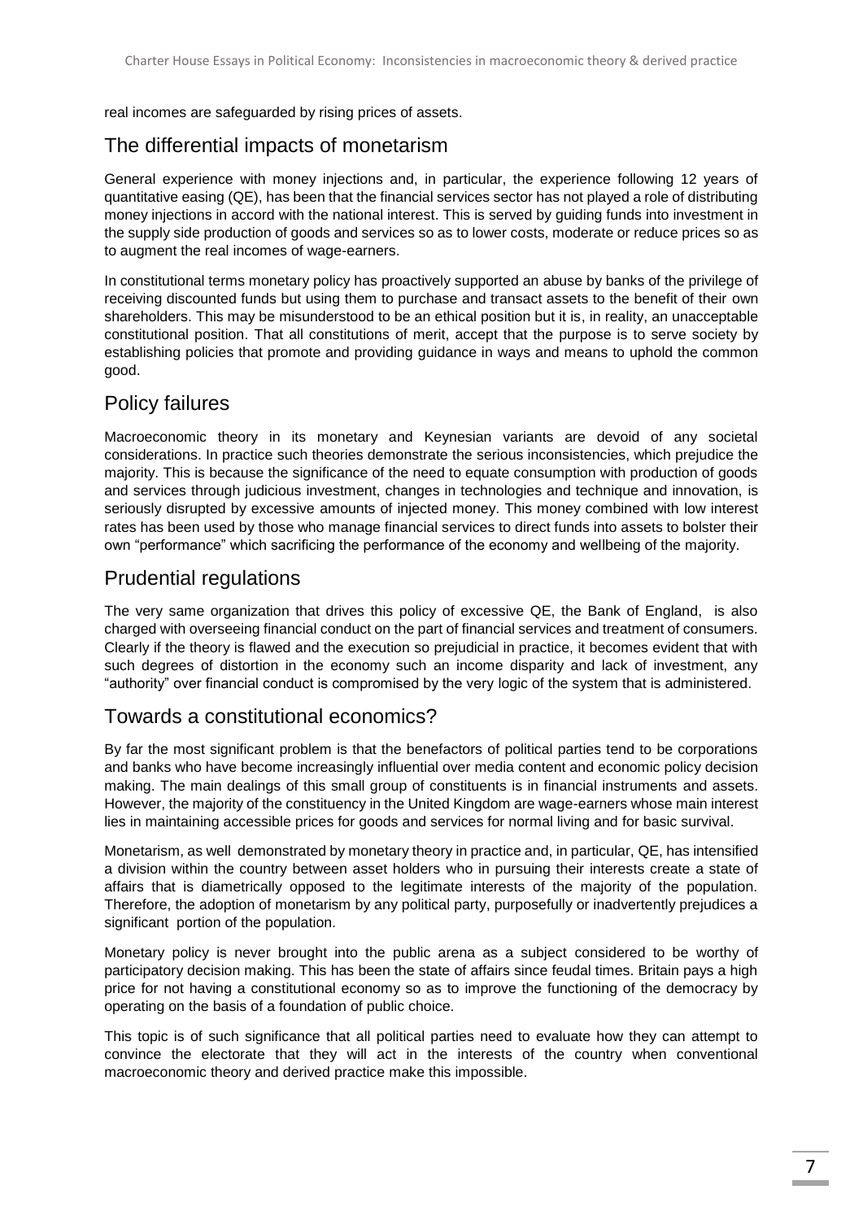real incomes are safeguarded by rising prices of assets.

## The differential impacts of monetarism

General experience with money injections and, in particular, the experience following 12 years of quantitative easing (QE), has been that the financial services sector has not played a role of distributing money injections in accord with the national interest. This is served by guiding funds into investment in the supply side production of goods and services so as to lower costs, moderate or reduce prices so as to augment the real incomes of wage-earners.

In constitutional terms monetary policy has proactively supported an abuse by banks of the privilege of receiving discounted funds but using them to purchase and transact assets to the benefit of their own shareholders. This may be misunderstood to be an ethical position but it is, in reality, an unacceptable constitutional position. That all constitutions of merit, accept that the purpose is to serve society by establishing policies that promote and providing guidance in ways and means to uphold the common good.

## Policy failures

Macroeconomic theory in its monetary and Keynesian variants are devoid of any societal considerations. In practice such theories demonstrate the serious inconsistencies, which prejudice the majority. This is because the significance of the need to equate consumption with production of goods and services through judicious investment, changes in technologies and technique and innovation, is seriously disrupted by excessive amounts of injected money. This money combined with low interest rates has been used by those who manage financial services to direct funds into assets to bolster their own "performance" which sacrificing the performance of the economy and wellbeing of the majority.

## Prudential regulations

The very same organization that drives this policy of excessive QE, the Bank of England, is also charged with overseeing financial conduct on the part of financial services and treatment of consumers. Clearly if the theory is flawed and the execution so prejudicial in practice, it becomes evident that with such degrees of distortion in the economy such an income disparity and lack of investment, any "authority" over financial conduct is compromised by the very logic of the system that is administered.

## Towards a constitutional economics?

By far the most significant problem is that the benefactors of political parties tend to be corporations and banks who have become increasingly influential over media content and economic policy decision making. The main dealings of this small group of constituents is in financial instruments and assets. However, the majority of the constituency in the United Kingdom are wage-earners whose main interest lies in maintaining accessible prices for goods and services for normal living and for basic survival.

Monetarism, as well demonstrated by monetary theory in practice and, in particular, QE, has intensified a division within the country between asset holders who in pursuing their interests create a state of affairs that is diametrically opposed to the legitimate interests of the majority of the population. Therefore, the adoption of monetarism by any political party, purposefully or inadvertently prejudices a significant portion of the population.

Monetary policy is never brought into the public arena as a subject considered to be worthy of participatory decision making. This has been the state of affairs since feudal times. Britain pays a high price for not having a constitutional economy so as to improve the functioning of the democracy by operating on the basis of a foundation of public choice.

This topic is of such significance that all political parties need to evaluate how they can attempt to convince the electorate that they will act in the interests of the country when conventional macroeconomic theory and derived practice make this impossible.